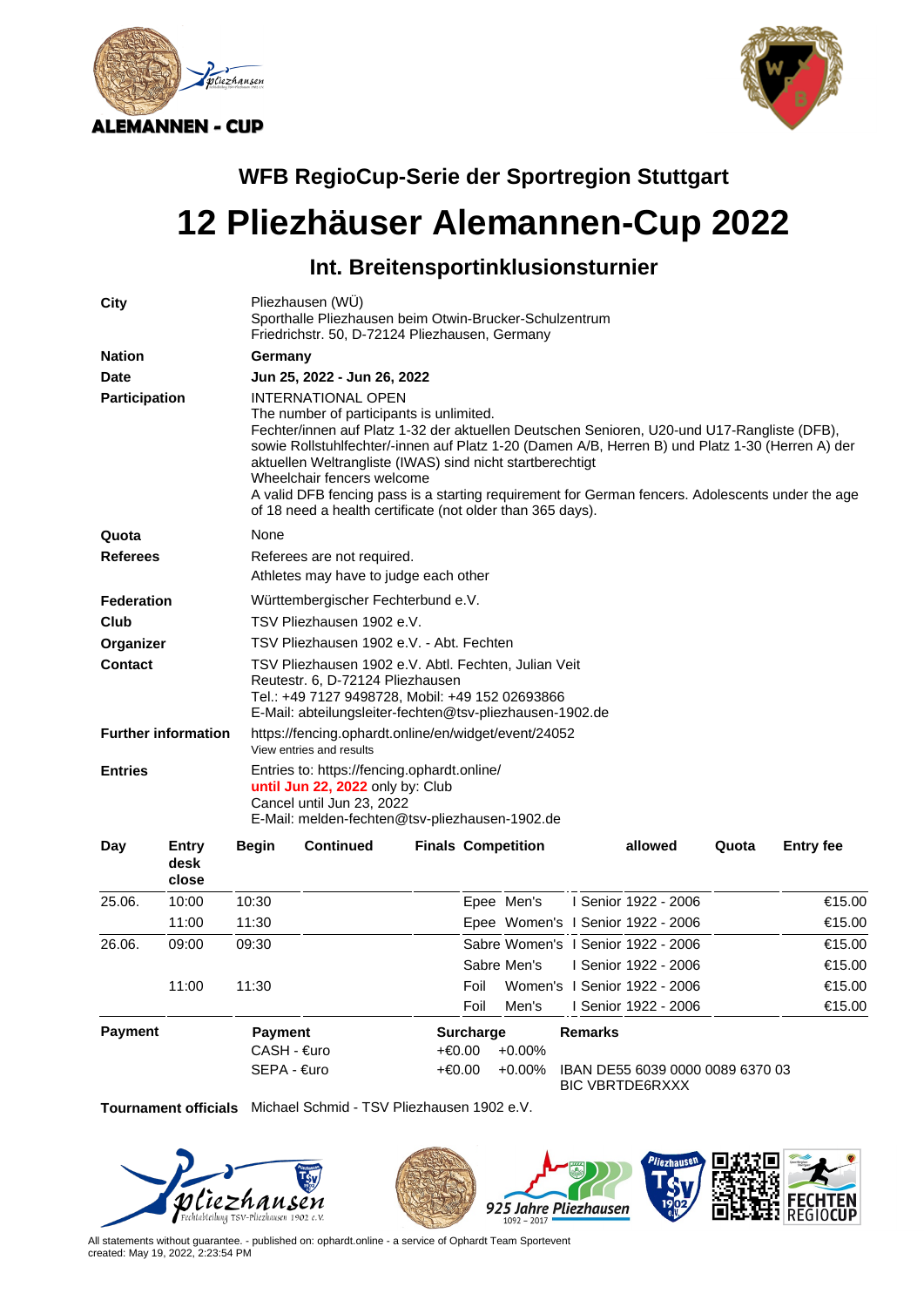ALEMANNEN - CUP

## WFB RegioCup-Serie der Sportregion Stuttgart

# 12 Pliezhäuser Alemannen-Cup 2022

### Int. Breitensportinklusionsturnier

**City**
Pliezhausen (WÜ)
Sporthalle Pliezhausen beim Otwin-Brucker-Schulzentrum
Friedrichstr. 50, D-72124 Pliezhausen, Germany

**Nation**
**Germany**

**Date**
**Jun 25, 2022 - Jun 26, 2022**

**Participation**
INTERNATIONAL OPEN
The number of participants is unlimited.
Fechter/innen auf Platz 1-32 der aktuellen Deutschen Senioren, U20-und U17-Rangliste (DFB), sowie Rollstuhlfechter/-innen auf Platz 1-20 (Damen A/B, Herren B) und Platz 1-30 (Herren A) der aktuellen Weltrangliste (IWAS) sind nicht startberechtigt
Wheelchair fencers welcome
A valid DFB fencing pass is a starting requirement for German fencers. Adolescents under the age of 18 need a health certificate (not older than 365 days).

**Quota**
None

**Referees**
Referees are not required.
Athletes may have to judge each other

**Federation**
Württembergischer Fechterbund e.V.

**Club**
TSV Pliezhausen 1902 e.V.

**Organizer**
TSV Pliezhausen 1902 e.V. - Abt. Fechten

**Contact**
TSV Pliezhausen 1902 e.V. Abtl. Fechten, Julian Veit
Reutestr. 6, D-72124 Pliezhausen
Tel.: +49 7127 9498728, Mobil: +49 152 02693866
E-Mail: abteilungsleiter-fechten@tsv-pliezhausen-1902.de

**Further information**
https://fencing.ophardt.online/en/widget/event/24052
View entries and results

**Entries**
Entries to: https://fencing.ophardt.online/
**until Jun 22, 2022** only by: Club
Cancel until Jun 23, 2022
E-Mail: melden-fechten@tsv-pliezhausen-1902.de

| Day | Entry desk close | Begin | Continued | Finals | Competition | | allowed | Quota | Entry fee |
|---|---|---|---|---|---|---|---|---|---|
| 25.06. | 10:00 | 10:30 | | | Epee | Men's | I Senior 1922 - 2006 | | €15.00 |
| | 11:00 | 11:30 | | | Epee | Women's | I Senior 1922 - 2006 | | €15.00 |
| 26.06. | 09:00 | 09:30 | | | Sabre | Women's | I Senior 1922 - 2006 | | €15.00 |
| | | | | | Sabre | Men's | I Senior 1922 - 2006 | | €15.00 |
| | 11:00 | 11:30 | | | Foil | Women's | I Senior 1922 - 2006 | | €15.00 |
| | | | | | Foil | Men's | I Senior 1922 - 2006 | | €15.00 |

**Payment**

| Payment | Surcharge | | Remarks |
|---|---|---|---|
| CASH - €uro | +€0.00 | +0.00% | |
| SEPA - €uro | +€0.00 | +0.00% | IBAN DE55 6039 0000 0089 6370 03<br>BIC VBRTDE6RXXX |

**Tournament officials** Michael Schmid - TSV Pliezhausen 1902 e.V.

All statements without guarantee. - published on: ophardt.online - a service of Ophardt Team Sportevent
created: May 19, 2022, 2:23:54 PM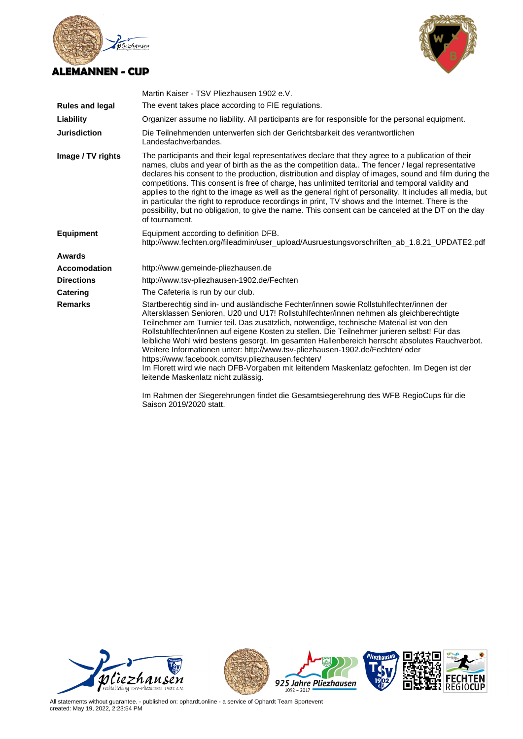**ALEMANNEN - CUP**

| | |
|---|---|
| | Martin Kaiser - TSV Pliezhausen 1902 e.V. |
| **Rules and legal** | The event takes place according to FIE regulations. |
| **Liability** | Organizer assume no liability. All participants are for responsible for the personal equipment. |
| **Jurisdiction** | Die Teilnehmenden unterwerfen sich der Gerichtsbarkeit des verantwortlichen Landesfachverbandes. |
| **Image / TV rights** | The participants and their legal representatives declare that they agree to a publication of their names, clubs and year of birth as the as the competition data.. The fencer / legal representative declares his consent to the production, distribution and display of images, sound and film during the competitions. This consent is free of charge, has unlimited territorial and temporal validity and applies to the right to the image as well as the general right of personality. It includes all media, but in particular the right to reproduce recordings in print, TV shows and the Internet. There is the possibility, but no obligation, to give the name. This consent can be canceled at the DT on the day of tournament. |
| **Equipment** | Equipment according to definition DFB. http://www.fechten.org/fileadmin/user_upload/Ausruestungsvorschriften_ab_1.8.21_UPDATE2.pdf |
| **Awards** | |
| **Accomodation** | http://www.gemeinde-pliezhausen.de |
| **Directions** | http://www.tsv-pliezhausen-1902.de/Fechten |
| **Catering** | The Cafeteria is run by our club. |
| **Remarks** | Startberechtig sind in- und ausländische Fechter/innen sowie Rollstuhlfechter/innen der Altersklassen Senioren, U20 und U17! Rollstuhlfechter/innen nehmen als gleichberechtigte Teilnehmer am Turnier teil. Das zusätzlich, notwendige, technische Material ist von den Rollstuhlfechter/innen auf eigene Kosten zu stellen. Die Teilnehmer jurieren selbst! Für das leibliche Wohl wird bestens gesorgt. Im gesamten Hallenbereich herrscht absolutes Rauchverbot. Weitere Informationen unter: http://www.tsv-pliezhausen-1902.de/Fechten/ oder https://www.facebook.com/tsv.pliezhausen.fechten/ Im Florett wird wie nach DFB-Vorgaben mit leitendem Maskenlatz gefochten. Im Degen ist der leitende Maskenlatz nicht zulässig. <br><br> Im Rahmen der Siegerehrungen findet die Gesamtsiegerehrung des WFB RegioCups für die Saison 2019/2020 statt. |

All statements without guarantee. - published on: ophardt.online - a service of Ophardt Team Sportevent
created: May 19, 2022, 2:23:54 PM